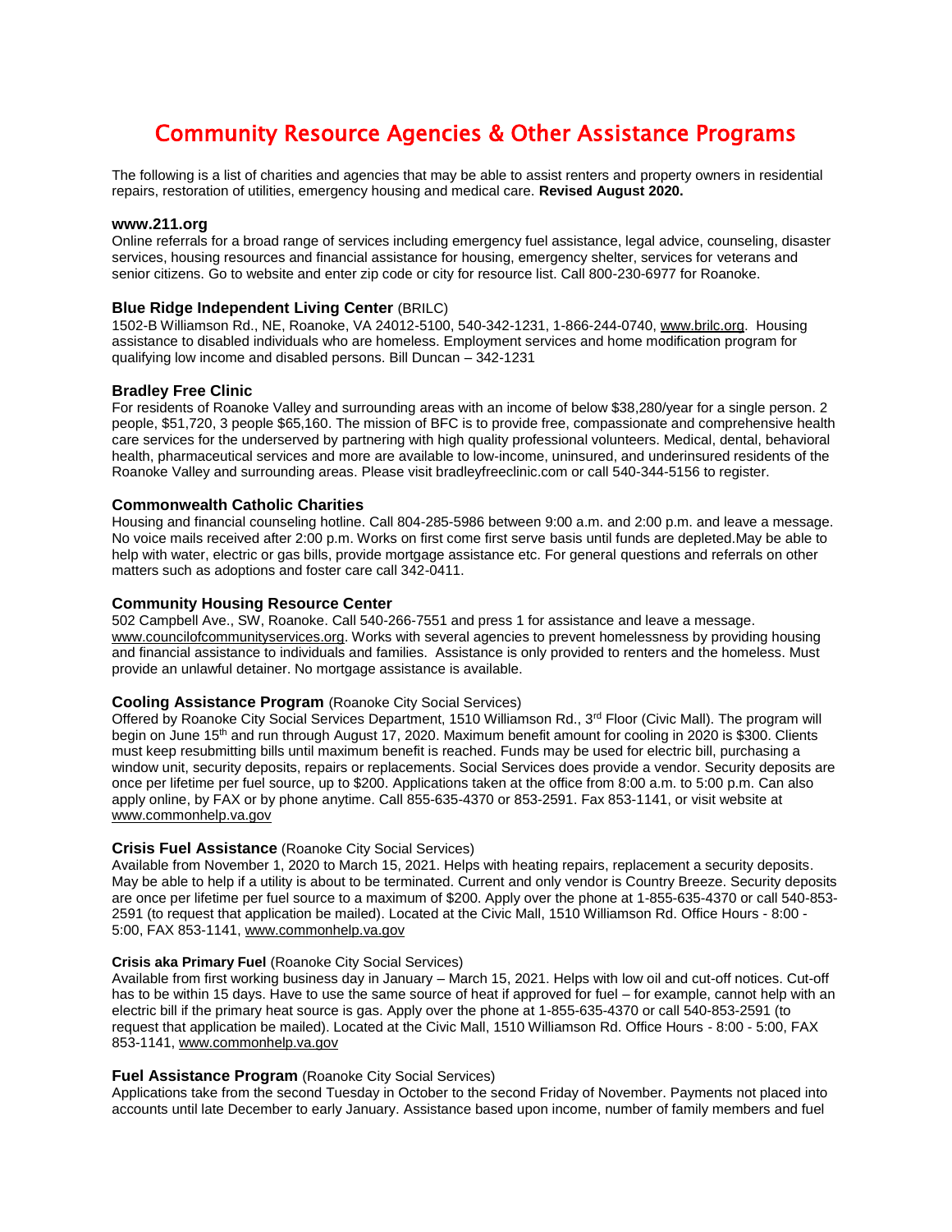# Community Resource Agencies & Other Assistance Programs

The following is a list of charities and agencies that may be able to assist renters and property owners in residential repairs, restoration of utilities, emergency housing and medical care. **Revised August 2020.**

### www.211.org

Online referrals for a broad range of services including emergency fuel assistance, legal advice, counseling, disaster services, housing resources and financial assistance for housing, emergency shelter, services for veterans and senior citizens. Go to website and enter zip code or city for resource list. Call 800-230-6977 for Roanoke.

### Blue Ridge Independent Living Center (BRILC)

1502-B Williamson Rd., NE, Roanoke, VA 24012-5100, 540-342-1231, 1-866-244-0740, www.brilc.org. Housing assistance to disabled individuals who are homeless. Employment services and home modification program for qualifying low income and disabled persons. Bill Duncan – 342-1231

### Bradley Free Clinic

For residents of Roanoke Valley and surrounding areas with an income of below $38,280/year for a single person. 2 people, $51,720, 3 people $65,160. The mission of BFC is to provide free, compassionate and comprehensive health care services for the underserved by partnering with high quality professional volunteers. Medical, dental, behavioral health, pharmaceutical services and more are available to low-income, uninsured, and underinsured residents of the Roanoke Valley and surrounding areas. Please visit bradleyfreeclinic.com or call 540-344-5156 to register.

### Commonwealth Catholic Charities

Housing and financial counseling hotline. Call 804-285-5986 between 9:00 a.m. and 2:00 p.m. and leave a message. No voice mails received after 2:00 p.m. Works on first come first serve basis until funds are depleted.May be able to help with water, electric or gas bills, provide mortgage assistance etc. For general questions and referrals on other matters such as adoptions and foster care call 342-0411.

### Community Housing Resource Center

502 Campbell Ave., SW, Roanoke. Call 540-266-7551 and press 1 for assistance and leave a message. www.councilofcommunityservices.org. Works with several agencies to prevent homelessness by providing housing and financial assistance to individuals and families. Assistance is only provided to renters and the homeless. Must provide an unlawful detainer. No mortgage assistance is available.

### Cooling Assistance Program (Roanoke City Social Services)

Offered by Roanoke City Social Services Department, 1510 Williamson Rd., 3rd Floor (Civic Mall). The program will begin on June 15th and run through August 17, 2020. Maximum benefit amount for cooling in 2020 is $300. Clients must keep resubmitting bills until maximum benefit is reached. Funds may be used for electric bill, purchasing a window unit, security deposits, repairs or replacements. Social Services does provide a vendor. Security deposits are once per lifetime per fuel source, up to $200. Applications taken at the office from 8:00 a.m. to 5:00 p.m. Can also apply online, by FAX or by phone anytime. Call 855-635-4370 or 853-2591. Fax 853-1141, or visit website at www.commonhelp.va.gov

### Crisis Fuel Assistance (Roanoke City Social Services)

Available from November 1, 2020 to March 15, 2021. Helps with heating repairs, replacement a security deposits. May be able to help if a utility is about to be terminated. Current and only vendor is Country Breeze. Security deposits are once per lifetime per fuel source to a maximum of $200. Apply over the phone at 1-855-635-4370 or call 540-853-2591 (to request that application be mailed). Located at the Civic Mall, 1510 Williamson Rd. Office Hours - 8:00 - 5:00, FAX 853-1141, www.commonhelp.va.gov

#### Crisis aka Primary Fuel (Roanoke City Social Services)

Available from first working business day in January – March 15, 2021. Helps with low oil and cut-off notices. Cut-off has to be within 15 days. Have to use the same source of heat if approved for fuel – for example, cannot help with an electric bill if the primary heat source is gas. Apply over the phone at 1-855-635-4370 or call 540-853-2591 (to request that application be mailed). Located at the Civic Mall, 1510 Williamson Rd. Office Hours - 8:00 - 5:00, FAX 853-1141, www.commonhelp.va.gov

### Fuel Assistance Program (Roanoke City Social Services)

Applications take from the second Tuesday in October to the second Friday of November. Payments not placed into accounts until late December to early January. Assistance based upon income, number of family members and fuel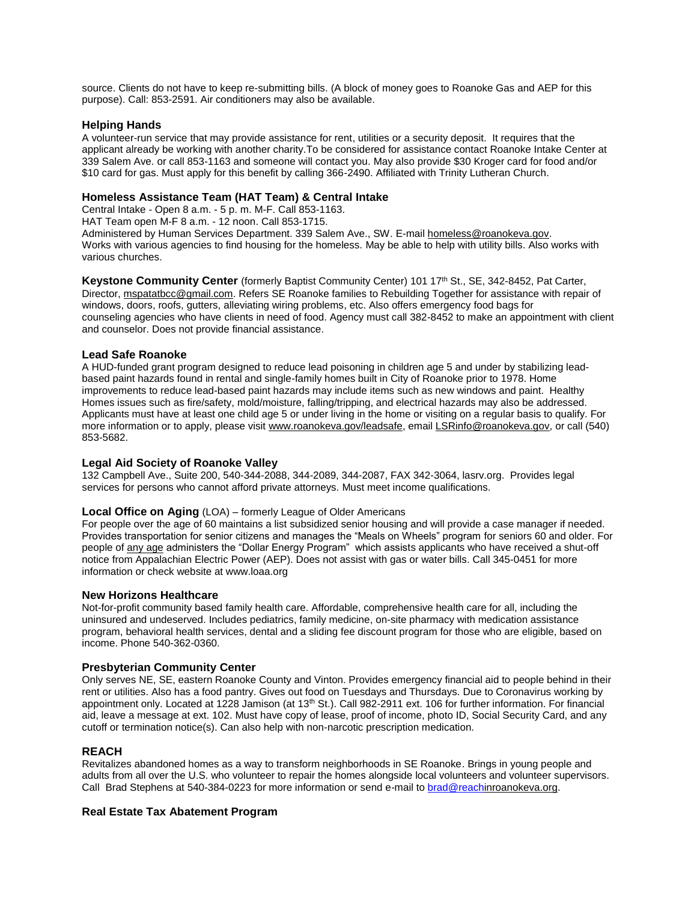source. Clients do not have to keep re-submitting bills. (A block of money goes to Roanoke Gas and AEP for this purpose). Call: 853-2591. Air conditioners may also be available.

### Helping Hands

A volunteer-run service that may provide assistance for rent, utilities or a security deposit. It requires that the applicant already be working with another charity.To be considered for assistance contact Roanoke Intake Center at 339 Salem Ave. or call 853-1163 and someone will contact you. May also provide $30 Kroger card for food and/or $10 card for gas. Must apply for this benefit by calling 366-2490. Affiliated with Trinity Lutheran Church.

### Homeless Assistance Team (HAT Team) & Central Intake

Central Intake - Open 8 a.m. - 5 p. m. M-F. Call 853-1163.
HAT Team open M-F 8 a.m. - 12 noon. Call 853-1715.
Administered by Human Services Department. 339 Salem Ave., SW. E-mail homeless@roanokeva.gov.
Works with various agencies to find housing for the homeless. May be able to help with utility bills. Also works with various churches.

**Keystone Community Center** (formerly Baptist Community Center) 101 17th St., SE, 342-8452, Pat Carter, Director, mspatatbcc@gmail.com. Refers SE Roanoke families to Rebuilding Together for assistance with repair of windows, doors, roofs, gutters, alleviating wiring problems, etc. Also offers emergency food bags for counseling agencies who have clients in need of food. Agency must call 382-8452 to make an appointment with client and counselor. Does not provide financial assistance.

### Lead Safe Roanoke

A HUD-funded grant program designed to reduce lead poisoning in children age 5 and under by stabilizing lead-based paint hazards found in rental and single-family homes built in City of Roanoke prior to 1978. Home improvements to reduce lead-based paint hazards may include items such as new windows and paint. Healthy Homes issues such as fire/safety, mold/moisture, falling/tripping, and electrical hazards may also be addressed. Applicants must have at least one child age 5 or under living in the home or visiting on a regular basis to qualify. For more information or to apply, please visit www.roanokeva.gov/leadsafe, email LSRinfo@roanokeva.gov, or call (540) 853-5682.

### Legal Aid Society of Roanoke Valley

132 Campbell Ave., Suite 200, 540-344-2088, 344-2089, 344-2087, FAX 342-3064, lasrv.org. Provides legal services for persons who cannot afford private attorneys. Must meet income qualifications.

**Local Office on Aging** (LOA) – formerly League of Older Americans

For people over the age of 60 maintains a list subsidized senior housing and will provide a case manager if needed. Provides transportation for senior citizens and manages the "Meals on Wheels" program for seniors 60 and older. For people of any age administers the "Dollar Energy Program" which assists applicants who have received a shut-off notice from Appalachian Electric Power (AEP). Does not assist with gas or water bills. Call 345-0451 for more information or check website at www.loaa.org

### New Horizons Healthcare

Not-for-profit community based family health care. Affordable, comprehensive health care for all, including the uninsured and undeserved. Includes pediatrics, family medicine, on-site pharmacy with medication assistance program, behavioral health services, dental and a sliding fee discount program for those who are eligible, based on income. Phone 540-362-0360.

### Presbyterian Community Center

Only serves NE, SE, eastern Roanoke County and Vinton. Provides emergency financial aid to people behind in their rent or utilities. Also has a food pantry. Gives out food on Tuesdays and Thursdays. Due to Coronavirus working by appointment only. Located at 1228 Jamison (at 13th St.). Call 982-2911 ext. 106 for further information. For financial aid, leave a message at ext. 102. Must have copy of lease, proof of income, photo ID, Social Security Card, and any cutoff or termination notice(s). Can also help with non-narcotic prescription medication.

### REACH

Revitalizes abandoned homes as a way to transform neighborhoods in SE Roanoke. Brings in young people and adults from all over the U.S. who volunteer to repair the homes alongside local volunteers and volunteer supervisors. Call Brad Stephens at 540-384-0223 for more information or send e-mail to brad@reachinroanokeva.org.

### Real Estate Tax Abatement Program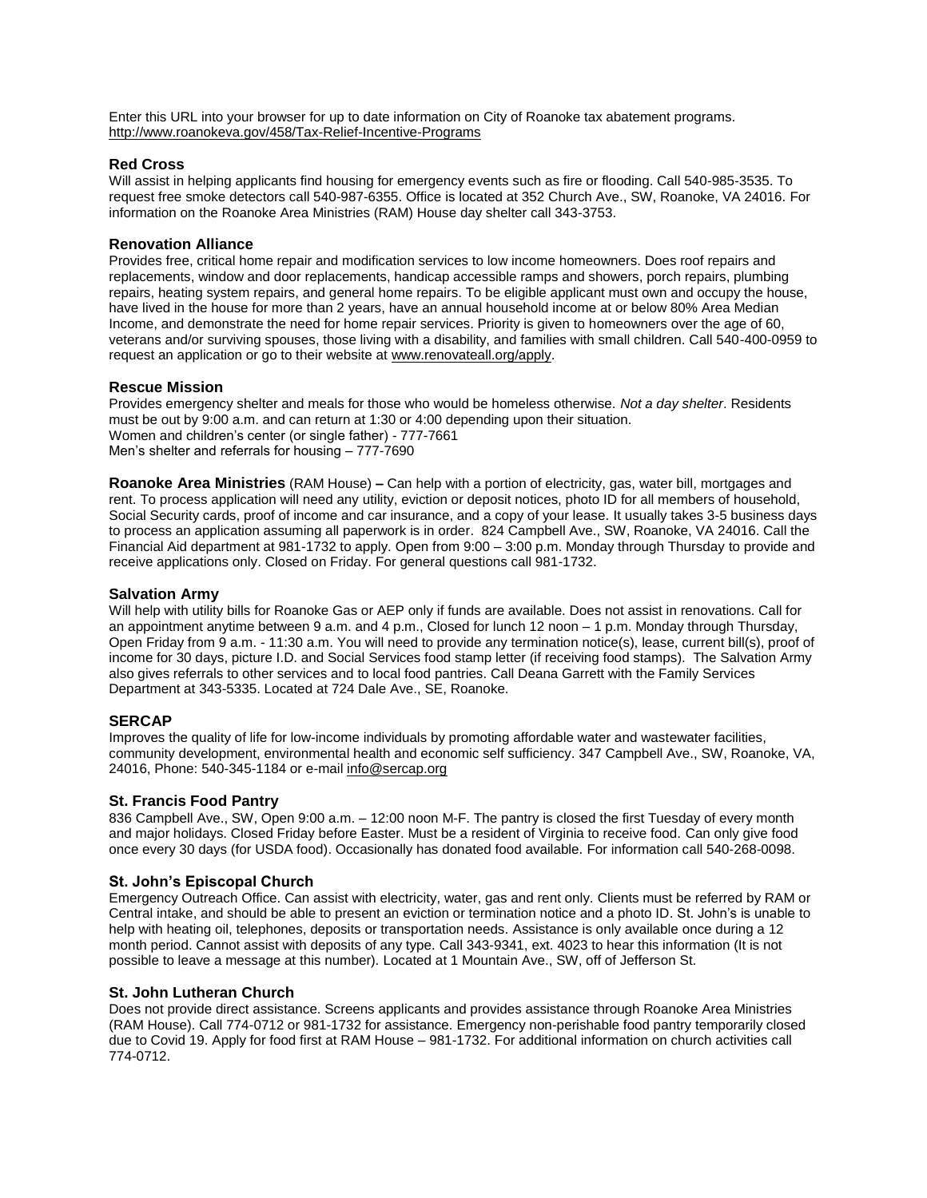Enter this URL into your browser for up to date information on City of Roanoke tax abatement programs. http://www.roanokeva.gov/458/Tax-Relief-Incentive-Programs

### Red Cross

Will assist in helping applicants find housing for emergency events such as fire or flooding. Call 540-985-3535. To request free smoke detectors call 540-987-6355. Office is located at 352 Church Ave., SW, Roanoke, VA 24016. For information on the Roanoke Area Ministries (RAM) House day shelter call 343-3753.

### Renovation Alliance

Provides free, critical home repair and modification services to low income homeowners. Does roof repairs and replacements, window and door replacements, handicap accessible ramps and showers, porch repairs, plumbing repairs, heating system repairs, and general home repairs. To be eligible applicant must own and occupy the house, have lived in the house for more than 2 years, have an annual household income at or below 80% Area Median Income, and demonstrate the need for home repair services. Priority is given to homeowners over the age of 60, veterans and/or surviving spouses, those living with a disability, and families with small children. Call 540-400-0959 to request an application or go to their website at www.renovateall.org/apply.

### Rescue Mission

Provides emergency shelter and meals for those who would be homeless otherwise. *Not a day shelter*. Residents must be out by 9:00 a.m. and can return at 1:30 or 4:00 depending upon their situation.
Women and children's center (or single father) - 777-7661
Men's shelter and referrals for housing – 777-7690

**Roanoke Area Ministries** (RAM House) **–** Can help with a portion of electricity, gas, water bill, mortgages and rent. To process application will need any utility, eviction or deposit notices, photo ID for all members of household, Social Security cards, proof of income and car insurance, and a copy of your lease. It usually takes 3-5 business days to process an application assuming all paperwork is in order. 824 Campbell Ave., SW, Roanoke, VA 24016. Call the Financial Aid department at 981-1732 to apply. Open from 9:00 – 3:00 p.m. Monday through Thursday to provide and receive applications only. Closed on Friday. For general questions call 981-1732.

### Salvation Army

Will help with utility bills for Roanoke Gas or AEP only if funds are available. Does not assist in renovations. Call for an appointment anytime between 9 a.m. and 4 p.m., Closed for lunch 12 noon – 1 p.m. Monday through Thursday, Open Friday from 9 a.m. - 11:30 a.m. You will need to provide any termination notice(s), lease, current bill(s), proof of income for 30 days, picture I.D. and Social Services food stamp letter (if receiving food stamps). The Salvation Army also gives referrals to other services and to local food pantries. Call Deana Garrett with the Family Services Department at 343-5335. Located at 724 Dale Ave., SE, Roanoke.

### SERCAP

Improves the quality of life for low-income individuals by promoting affordable water and wastewater facilities, community development, environmental health and economic self sufficiency. 347 Campbell Ave., SW, Roanoke, VA, 24016, Phone: 540-345-1184 or e-mail info@sercap.org

### St. Francis Food Pantry

836 Campbell Ave., SW, Open 9:00 a.m. – 12:00 noon M-F. The pantry is closed the first Tuesday of every month and major holidays. Closed Friday before Easter. Must be a resident of Virginia to receive food. Can only give food once every 30 days (for USDA food). Occasionally has donated food available. For information call 540-268-0098.

### St. John's Episcopal Church

Emergency Outreach Office. Can assist with electricity, water, gas and rent only. Clients must be referred by RAM or Central intake, and should be able to present an eviction or termination notice and a photo ID. St. John's is unable to help with heating oil, telephones, deposits or transportation needs. Assistance is only available once during a 12 month period. Cannot assist with deposits of any type. Call 343-9341, ext. 4023 to hear this information (It is not possible to leave a message at this number). Located at 1 Mountain Ave., SW, off of Jefferson St.

### St. John Lutheran Church

Does not provide direct assistance. Screens applicants and provides assistance through Roanoke Area Ministries (RAM House). Call 774-0712 or 981-1732 for assistance. Emergency non-perishable food pantry temporarily closed due to Covid 19. Apply for food first at RAM House – 981-1732. For additional information on church activities call 774-0712.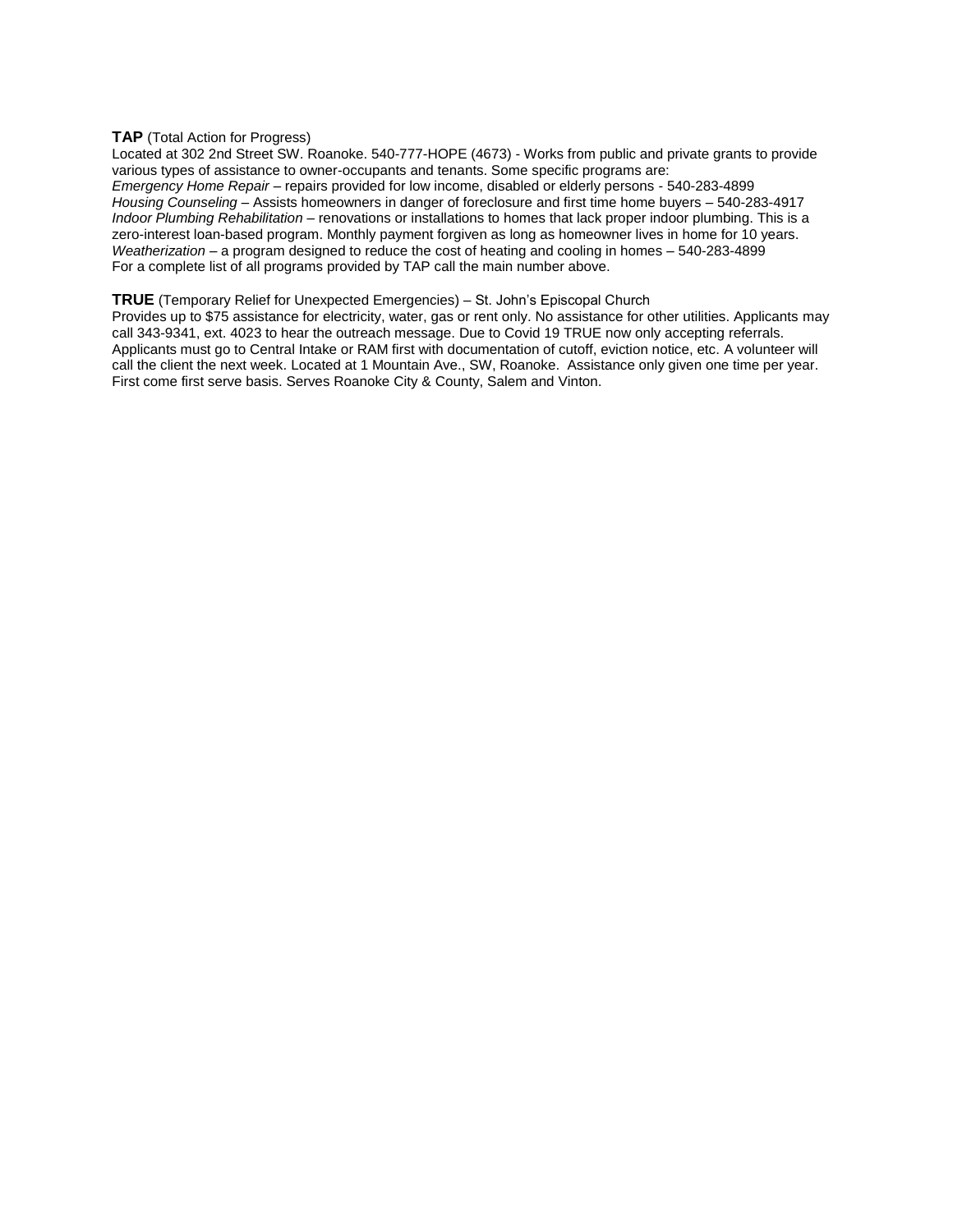**TAP** (Total Action for Progress)

Located at 302 2nd Street SW. Roanoke. 540-777-HOPE (4673) - Works from public and private grants to provide various types of assistance to owner-occupants and tenants. Some specific programs are:

*Emergency Home Repair* – repairs provided for low income, disabled or elderly persons - 540-283-4899

*Housing Counseling* – Assists homeowners in danger of foreclosure and first time home buyers – 540-283-4917

*Indoor Plumbing Rehabilitation* – renovations or installations to homes that lack proper indoor plumbing. This is a zero-interest loan-based program. Monthly payment forgiven as long as homeowner lives in home for 10 years.

*Weatherization* – a program designed to reduce the cost of heating and cooling in homes – 540-283-4899

For a complete list of all programs provided by TAP call the main number above.

**TRUE** (Temporary Relief for Unexpected Emergencies) – St. John's Episcopal Church

Provides up to $75 assistance for electricity, water, gas or rent only. No assistance for other utilities. Applicants may call 343-9341, ext. 4023 to hear the outreach message. Due to Covid 19 TRUE now only accepting referrals. Applicants must go to Central Intake or RAM first with documentation of cutoff, eviction notice, etc. A volunteer will call the client the next week. Located at 1 Mountain Ave., SW, Roanoke. Assistance only given one time per year. First come first serve basis. Serves Roanoke City & County, Salem and Vinton.